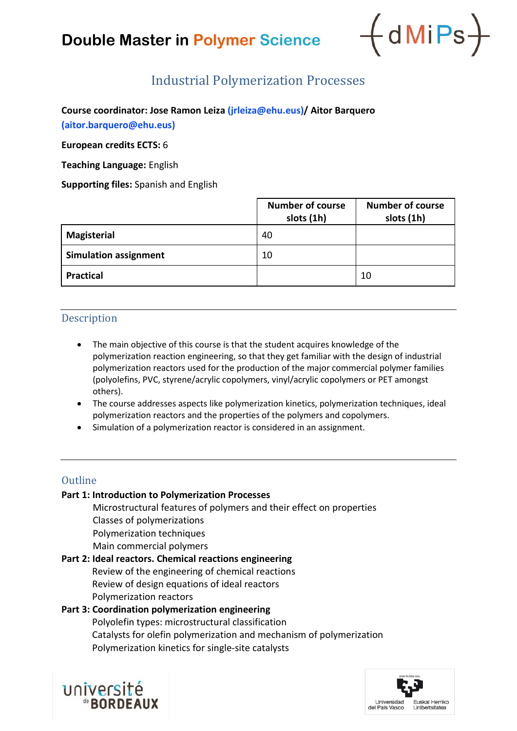# Double Master in Polymer Science

## Industrial Polymerization Processes

**Course coordinator: Jose Ramon Leiza (jrleiza@ehu.eus)/ Aitor Barquero (aitor.barquero@ehu.eus)**

**European credits ECTS:** 6

**Teaching Language:** English

**Supporting files:** Spanish and English

| | Number of course slots (1h) | Number of course slots (1h) |
|---|---|---|
| **Magisterial** | 40 | |
| **Simulation assignment** | 10 | |
| **Practical** | | 10 |

### Description

- The main objective of this course is that the student acquires knowledge of the polymerization reaction engineering, so that they get familiar with the design of industrial polymerization reactors used for the production of the major commercial polymer families (polyolefins, PVC, styrene/acrylic copolymers, vinyl/acrylic copolymers or PET amongst others).
- The course addresses aspects like polymerization kinetics, polymerization techniques, ideal polymerization reactors and the properties of the polymers and copolymers.
- Simulation of a polymerization reactor is considered in an assignment.

### Outline

**Part 1: Introduction to Polymerization Processes**

Microstructural features of polymers and their effect on properties
Classes of polymerizations
Polymerization techniques
Main commercial polymers

**Part 2: Ideal reactors. Chemical reactions engineering**

Review of the engineering of chemical reactions
Review of design equations of ideal reactors
Polymerization reactors

**Part 3: Coordination polymerization engineering**

Polyolefin types: microstructural classification
Catalysts for olefin polymerization and mechanism of polymerization
Polymerization kinetics for single-site catalysts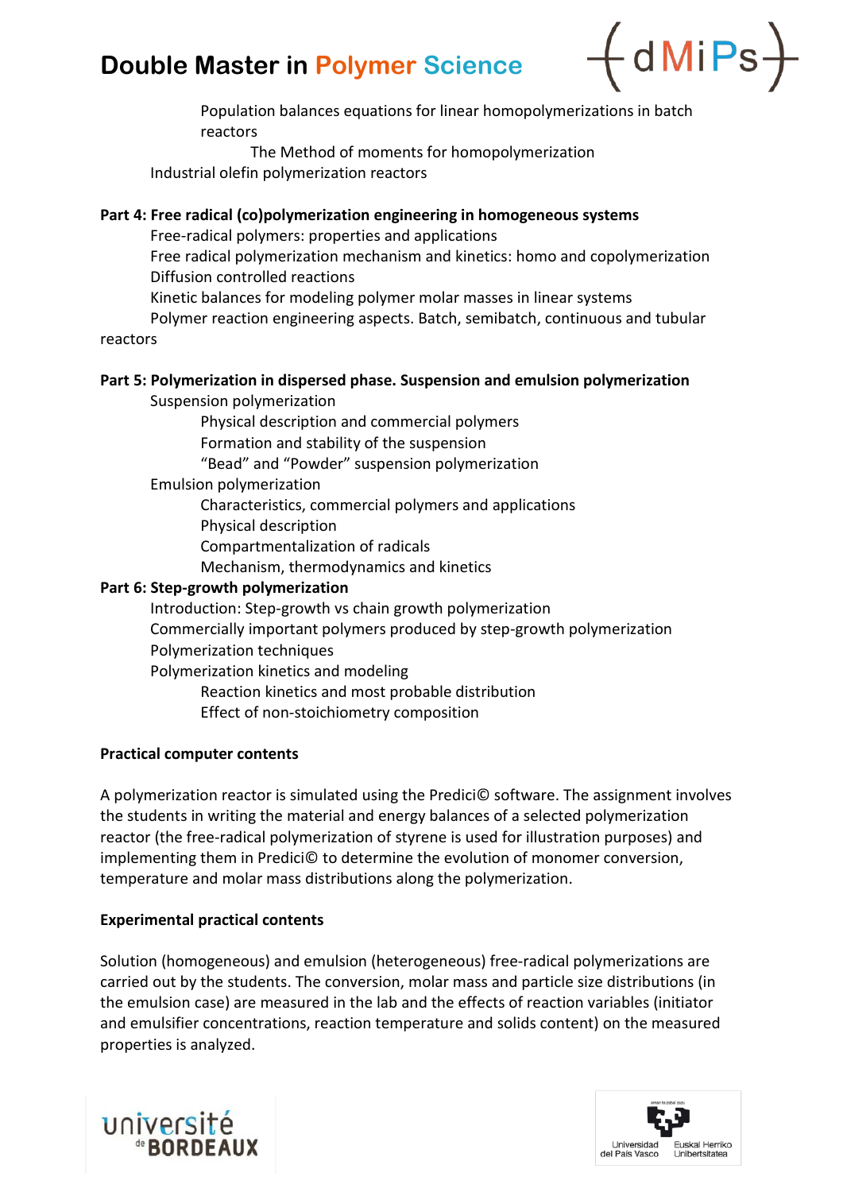Population balances equations for linear homopolymerizations in batch reactors

The Method of moments for homopolymerization

Industrial olefin polymerization reactors

**Part 4: Free radical (co)polymerization engineering in homogeneous systems**

- Free-radical polymers: properties and applications
- Free radical polymerization mechanism and kinetics: homo and copolymerization
- Diffusion controlled reactions
- Kinetic balances for modeling polymer molar masses in linear systems
- Polymer reaction engineering aspects. Batch, semibatch, continuous and tubular reactors

**Part 5: Polymerization in dispersed phase. Suspension and emulsion polymerization**

- Suspension polymerization
  - Physical description and commercial polymers
  - Formation and stability of the suspension
  - “Bead” and “Powder” suspension polymerization
- Emulsion polymerization
  - Characteristics, commercial polymers and applications
  - Physical description
  - Compartmentalization of radicals
  - Mechanism, thermodynamics and kinetics

**Part 6: Step-growth polymerization**

- Introduction: Step-growth vs chain growth polymerization
- Commercially important polymers produced by step-growth polymerization
- Polymerization techniques
- Polymerization kinetics and modeling
  - Reaction kinetics and most probable distribution
  - Effect of non-stoichiometry composition

**Practical computer contents**

A polymerization reactor is simulated using the Predici© software. The assignment involves the students in writing the material and energy balances of a selected polymerization reactor (the free-radical polymerization of styrene is used for illustration purposes) and implementing them in Predici© to determine the evolution of monomer conversion, temperature and molar mass distributions along the polymerization.

**Experimental practical contents**

Solution (homogeneous) and emulsion (heterogeneous) free-radical polymerizations are carried out by the students. The conversion, molar mass and particle size distributions (in the emulsion case) are measured in the lab and the effects of reaction variables (initiator and emulsifier concentrations, reaction temperature and solids content) on the measured properties is analyzed.